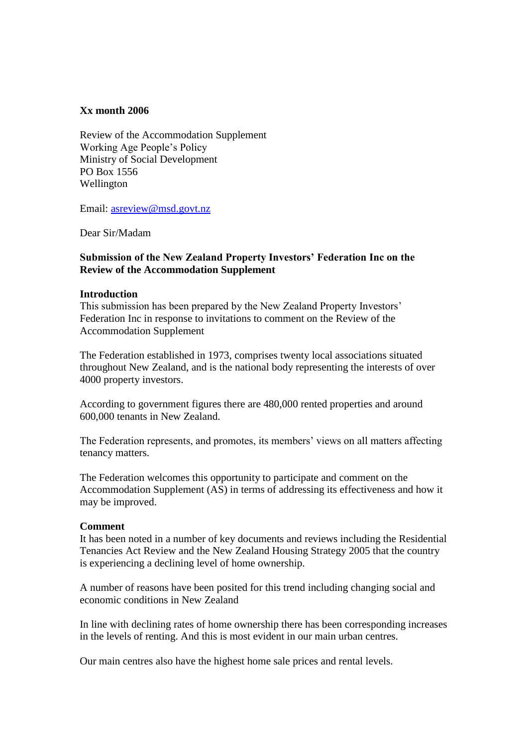**Xx month 2006**

Review of the Accommodation Supplement
Working Age People's Policy
Ministry of Social Development
PO Box 1556
Wellington

Email: asreview@msd.govt.nz

Dear Sir/Madam

**Submission of the New Zealand Property Investors' Federation Inc on the Review of the Accommodation Supplement**

**Introduction**
This submission has been prepared by the New Zealand Property Investors' Federation Inc in response to invitations to comment on the Review of the Accommodation Supplement

The Federation established in 1973, comprises twenty local associations situated throughout New Zealand, and is the national body representing the interests of over 4000 property investors.

According to government figures there are 480,000 rented properties and around 600,000 tenants in New Zealand.

The Federation represents, and promotes, its members' views on all matters affecting tenancy matters.

The Federation welcomes this opportunity to participate and comment on the Accommodation Supplement (AS) in terms of addressing its effectiveness and how it may be improved.

**Comment**
It has been noted in a number of key documents and reviews including the Residential Tenancies Act Review and the New Zealand Housing Strategy 2005 that the country is experiencing a declining level of home ownership.

A number of reasons have been posited for this trend including changing social and economic conditions in New Zealand

In line with declining rates of home ownership there has been corresponding increases in the levels of renting. And this is most evident in our main urban centres.

Our main centres also have the highest home sale prices and rental levels.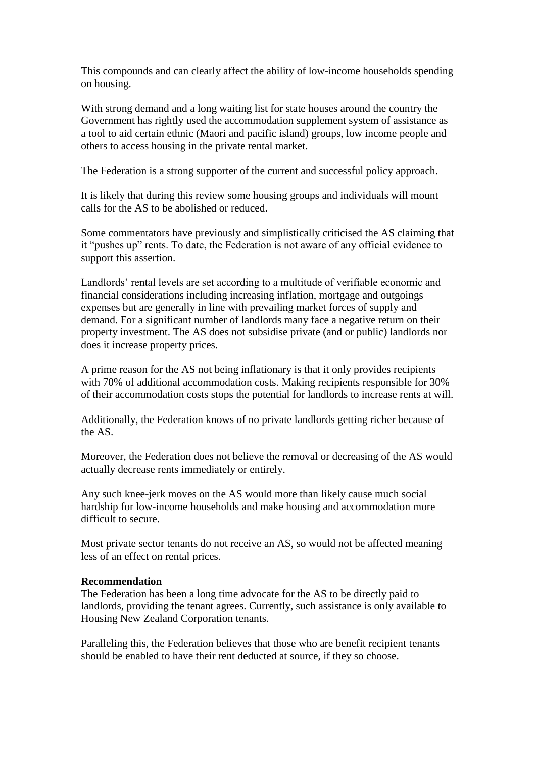This compounds and can clearly affect the ability of low-income households spending on housing.

With strong demand and a long waiting list for state houses around the country the Government has rightly used the accommodation supplement system of assistance as a tool to aid certain ethnic (Maori and pacific island) groups, low income people and others to access housing in the private rental market.

The Federation is a strong supporter of the current and successful policy approach.

It is likely that during this review some housing groups and individuals will mount calls for the AS to be abolished or reduced.

Some commentators have previously and simplistically criticised the AS claiming that it "pushes up" rents. To date, the Federation is not aware of any official evidence to support this assertion.

Landlords' rental levels are set according to a multitude of verifiable economic and financial considerations including increasing inflation, mortgage and outgoings expenses but are generally in line with prevailing market forces of supply and demand. For a significant number of landlords many face a negative return on their property investment. The AS does not subsidise private (and or public) landlords nor does it increase property prices.

A prime reason for the AS not being inflationary is that it only provides recipients with 70% of additional accommodation costs. Making recipients responsible for 30% of their accommodation costs stops the potential for landlords to increase rents at will.

Additionally, the Federation knows of no private landlords getting richer because of the AS.

Moreover, the Federation does not believe the removal or decreasing of the AS would actually decrease rents immediately or entirely.

Any such knee-jerk moves on the AS would more than likely cause much social hardship for low-income households and make housing and accommodation more difficult to secure.

Most private sector tenants do not receive an AS, so would not be affected meaning less of an effect on rental prices.

**Recommendation**
The Federation has been a long time advocate for the AS to be directly paid to landlords, providing the tenant agrees. Currently, such assistance is only available to Housing New Zealand Corporation tenants.

Paralleling this, the Federation believes that those who are benefit recipient tenants should be enabled to have their rent deducted at source, if they so choose.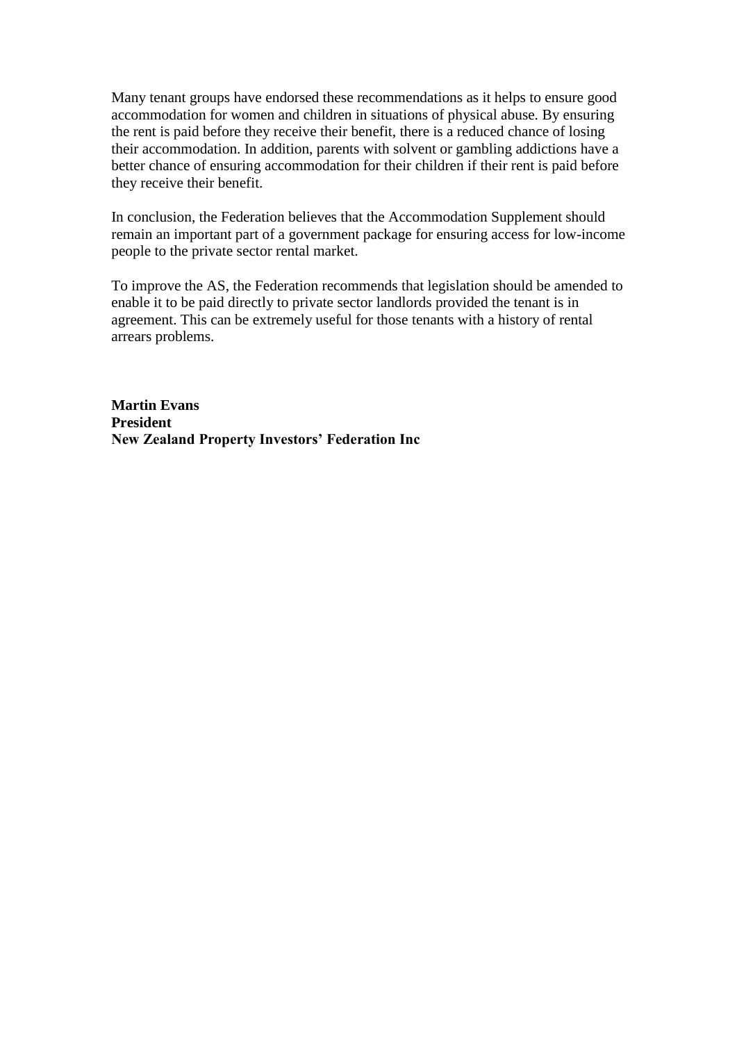Many tenant groups have endorsed these recommendations as it helps to ensure good accommodation for women and children in situations of physical abuse. By ensuring the rent is paid before they receive their benefit, there is a reduced chance of losing their accommodation. In addition, parents with solvent or gambling addictions have a better chance of ensuring accommodation for their children if their rent is paid before they receive their benefit.

In conclusion, the Federation believes that the Accommodation Supplement should remain an important part of a government package for ensuring access for low-income people to the private sector rental market.

To improve the AS, the Federation recommends that legislation should be amended to enable it to be paid directly to private sector landlords provided the tenant is in agreement. This can be extremely useful for those tenants with a history of rental arrears problems.

**Martin Evans**
**President**
**New Zealand Property Investors' Federation Inc**